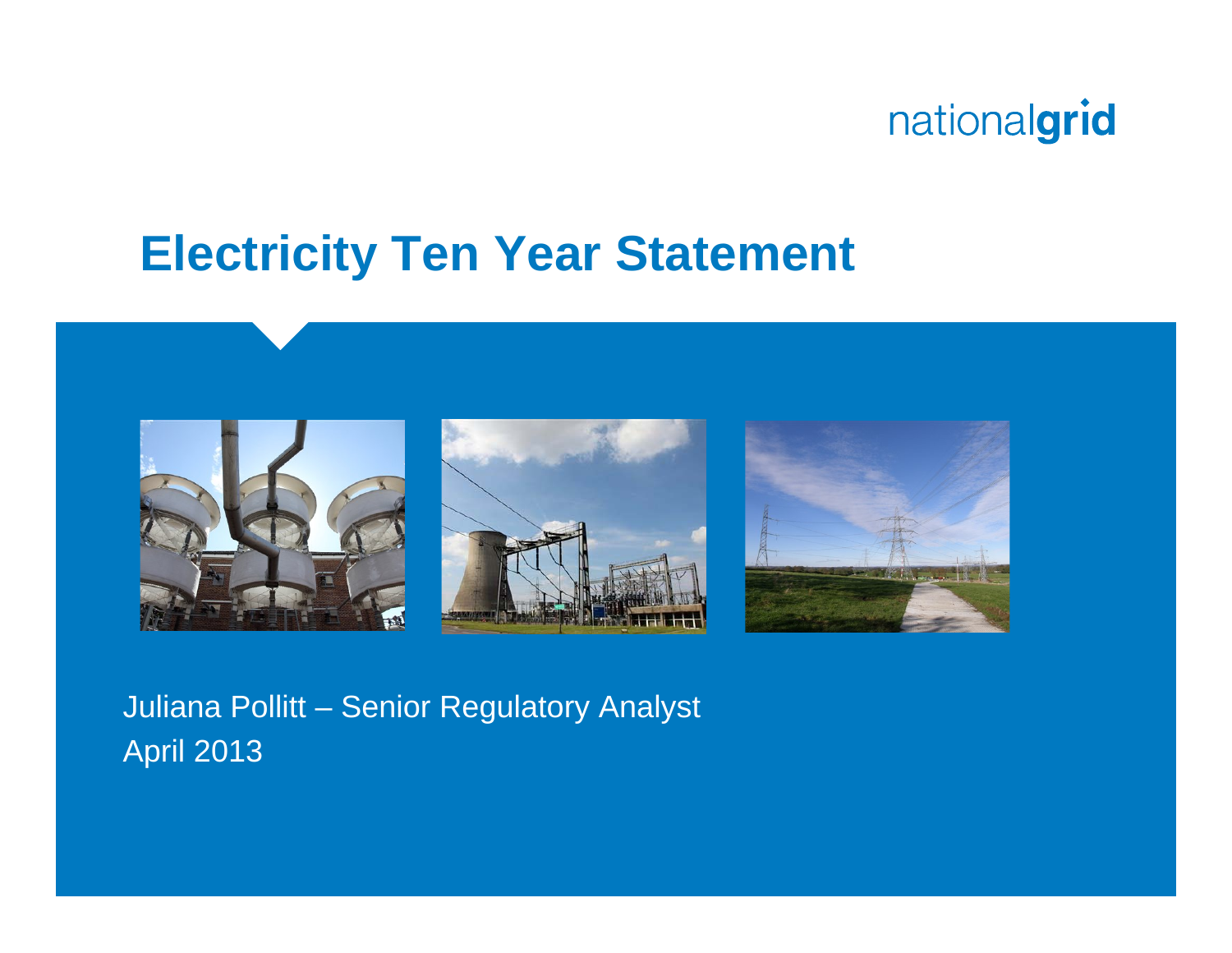nationalgrid

# Electricity Ten Year Statement

Juliana Pollitt – Senior Regulatory Analyst
April 2013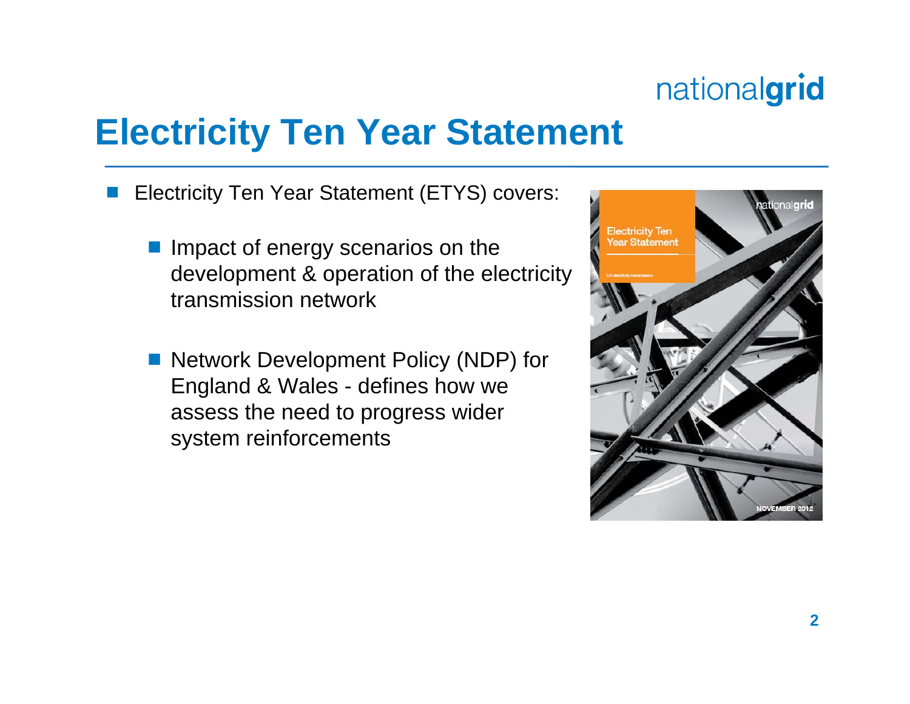# Electricity Ten Year Statement

- Electricity Ten Year Statement (ETYS) covers:
  - Impact of energy scenarios on the development & operation of the electricity transmission network
  - Network Development Policy (NDP) for England & Wales - defines how we assess the need to progress wider system reinforcements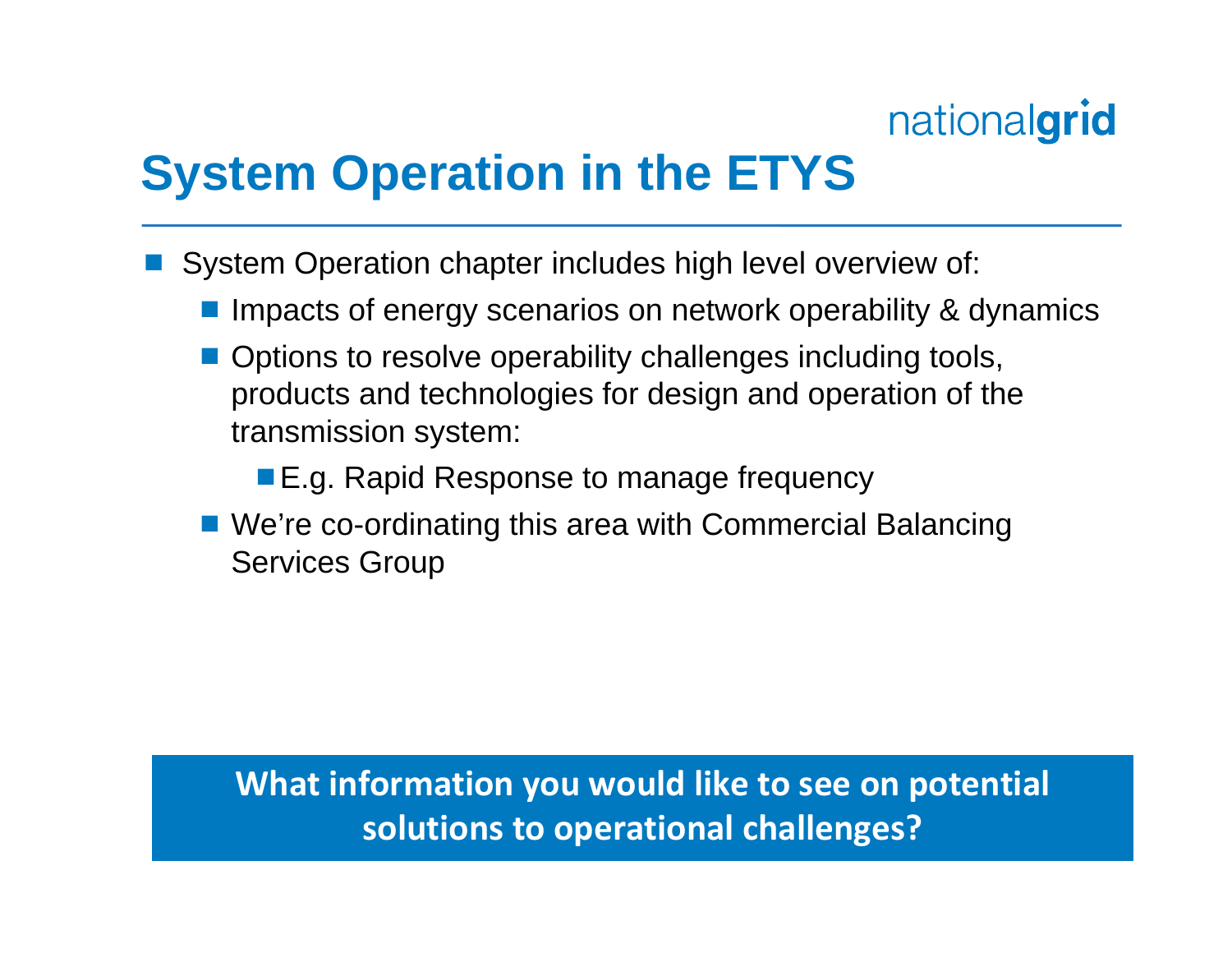# System Operation in the ETYS

- System Operation chapter includes high level overview of:
  - Impacts of energy scenarios on network operability & dynamics
  - Options to resolve operability challenges including tools, products and technologies for design and operation of the transmission system:
    - E.g. Rapid Response to manage frequency
  - We're co-ordinating this area with Commercial Balancing Services Group

**What information you would like to see on potential solutions to operational challenges?**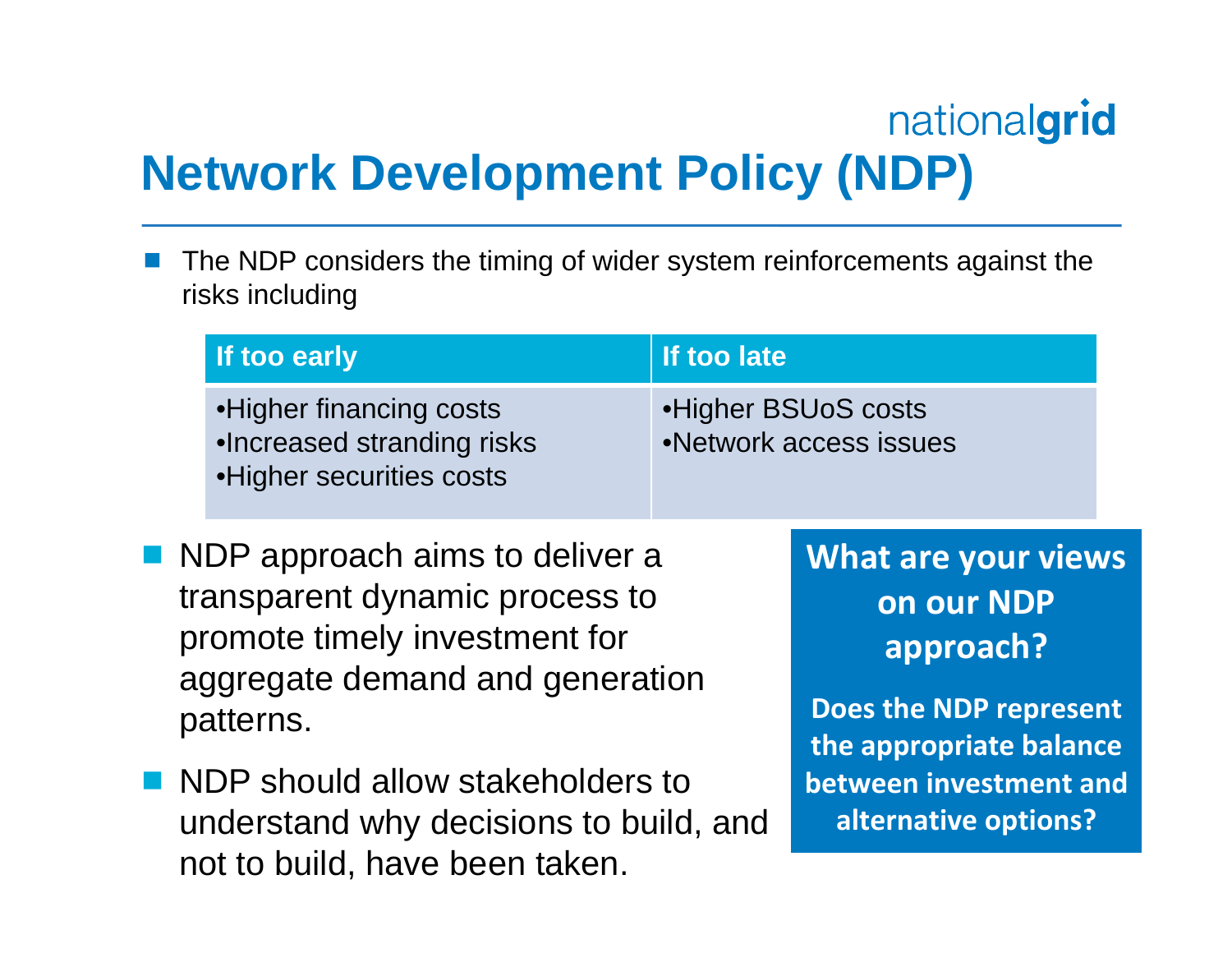nationalgrid

# Network Development Policy (NDP)

- The NDP considers the timing of wider system reinforcements against the risks including

| If too early | If too late |
|---|---|
| •Higher financing costs<br>•Increased stranding risks<br>•Higher securities costs | •Higher BSUoS costs<br>•Network access issues |

- NDP approach aims to deliver a transparent dynamic process to promote timely investment for aggregate demand and generation patterns.
- NDP should allow stakeholders to understand why decisions to build, and not to build, have been taken.

**What are your views on our NDP approach?**

**Does the NDP represent the appropriate balance between investment and alternative options?**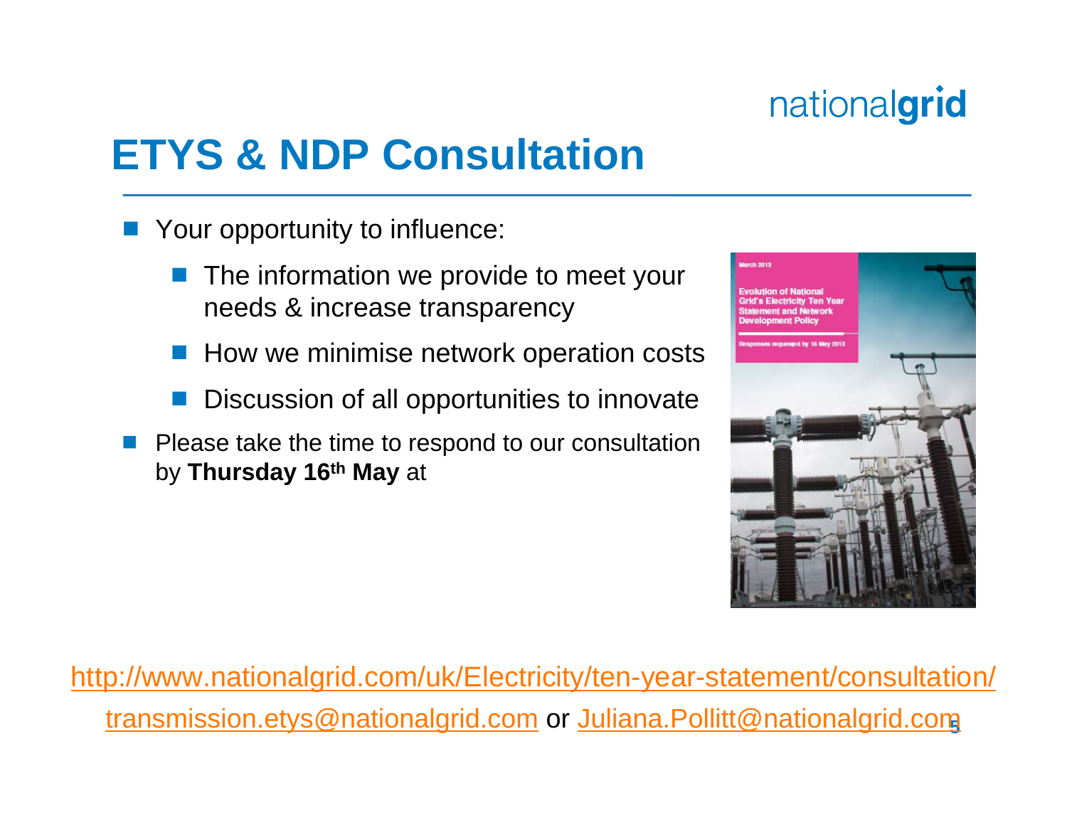# ETYS & NDP Consultation

- Your opportunity to influence:
  - The information we provide to meet your needs & increase transparency
  - How we minimise network operation costs
  - Discussion of all opportunities to innovate
- Please take the time to respond to our consultation by **Thursday 16th May** at

http://www.nationalgrid.com/uk/Electricity/ten-year-statement/consultation/

transmission.etys@nationalgrid.com or Juliana.Pollitt@nationalgrid.com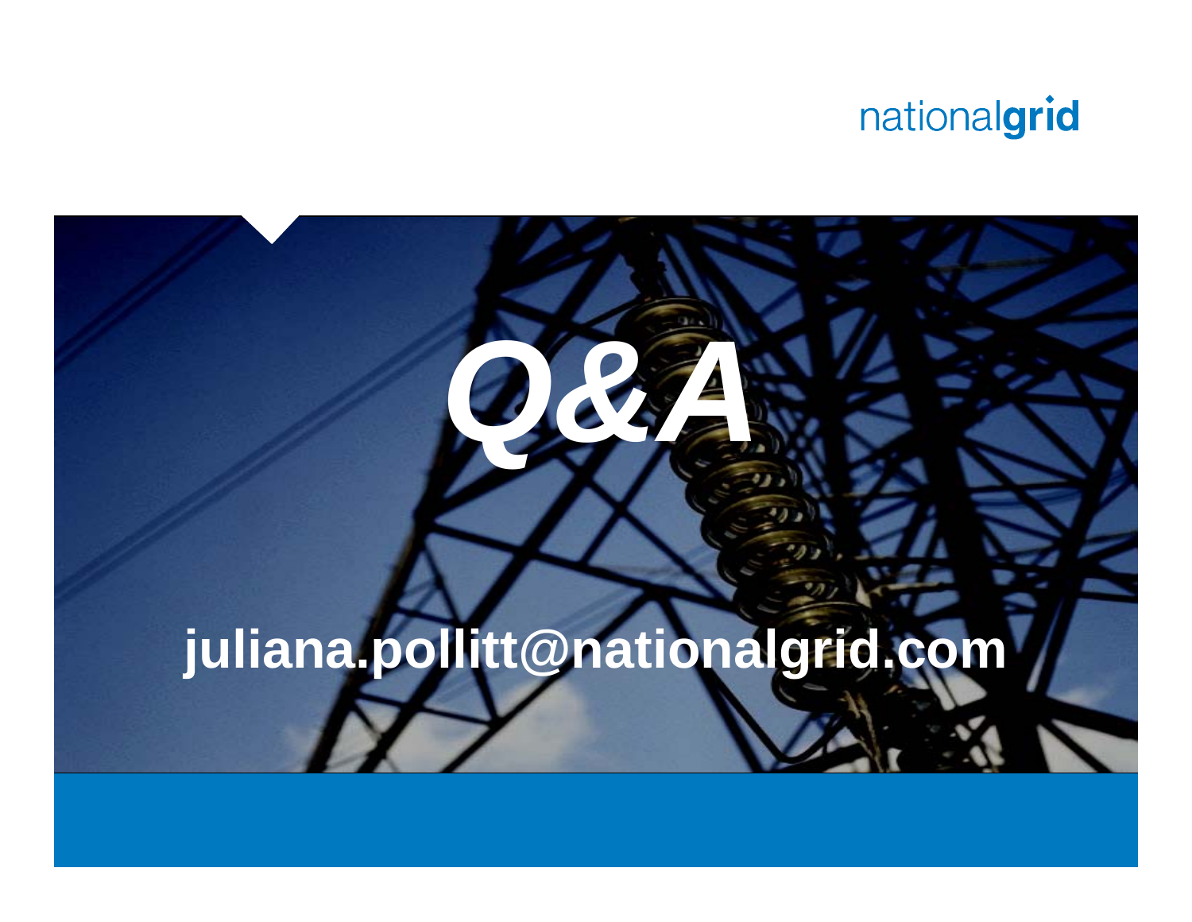nationalgrid

# Q&A

**juliana.pollitt@nationalgrid.com**